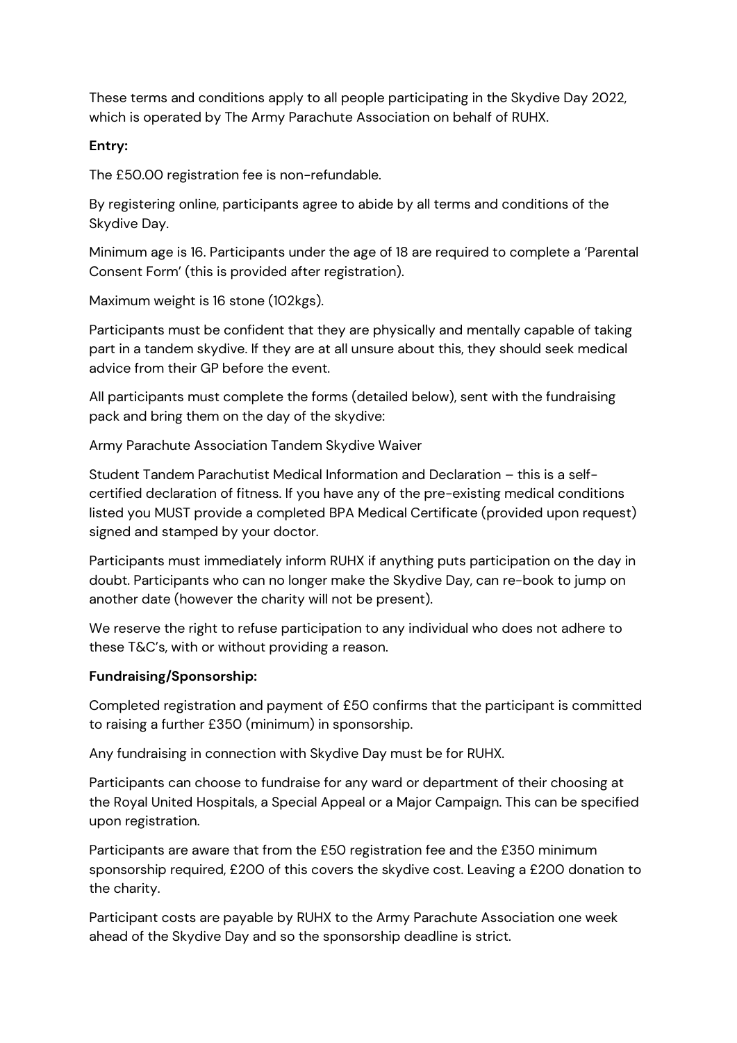These terms and conditions apply to all people participating in the Skydive Day 2022, which is operated by The Army Parachute Association on behalf of RUHX.

**Entry:**

The £50.00 registration fee is non-refundable.

By registering online, participants agree to abide by all terms and conditions of the Skydive Day.

Minimum age is 16. Participants under the age of 18 are required to complete a 'Parental Consent Form' (this is provided after registration).

Maximum weight is 16 stone (102kgs).

Participants must be confident that they are physically and mentally capable of taking part in a tandem skydive. If they are at all unsure about this, they should seek medical advice from their GP before the event.

All participants must complete the forms (detailed below), sent with the fundraising pack and bring them on the day of the skydive:

Army Parachute Association Tandem Skydive Waiver

Student Tandem Parachutist Medical Information and Declaration – this is a self-certified declaration of fitness. If you have any of the pre-existing medical conditions listed you MUST provide a completed BPA Medical Certificate (provided upon request) signed and stamped by your doctor.

Participants must immediately inform RUHX if anything puts participation on the day in doubt. Participants who can no longer make the Skydive Day, can re-book to jump on another date (however the charity will not be present).

We reserve the right to refuse participation to any individual who does not adhere to these T&C's, with or without providing a reason.

**Fundraising/Sponsorship:**

Completed registration and payment of £50 confirms that the participant is committed to raising a further £350 (minimum) in sponsorship.

Any fundraising in connection with Skydive Day must be for RUHX.

Participants can choose to fundraise for any ward or department of their choosing at the Royal United Hospitals, a Special Appeal or a Major Campaign. This can be specified upon registration.

Participants are aware that from the £50 registration fee and the £350 minimum sponsorship required, £200 of this covers the skydive cost. Leaving a £200 donation to the charity.

Participant costs are payable by RUHX to the Army Parachute Association one week ahead of the Skydive Day and so the sponsorship deadline is strict.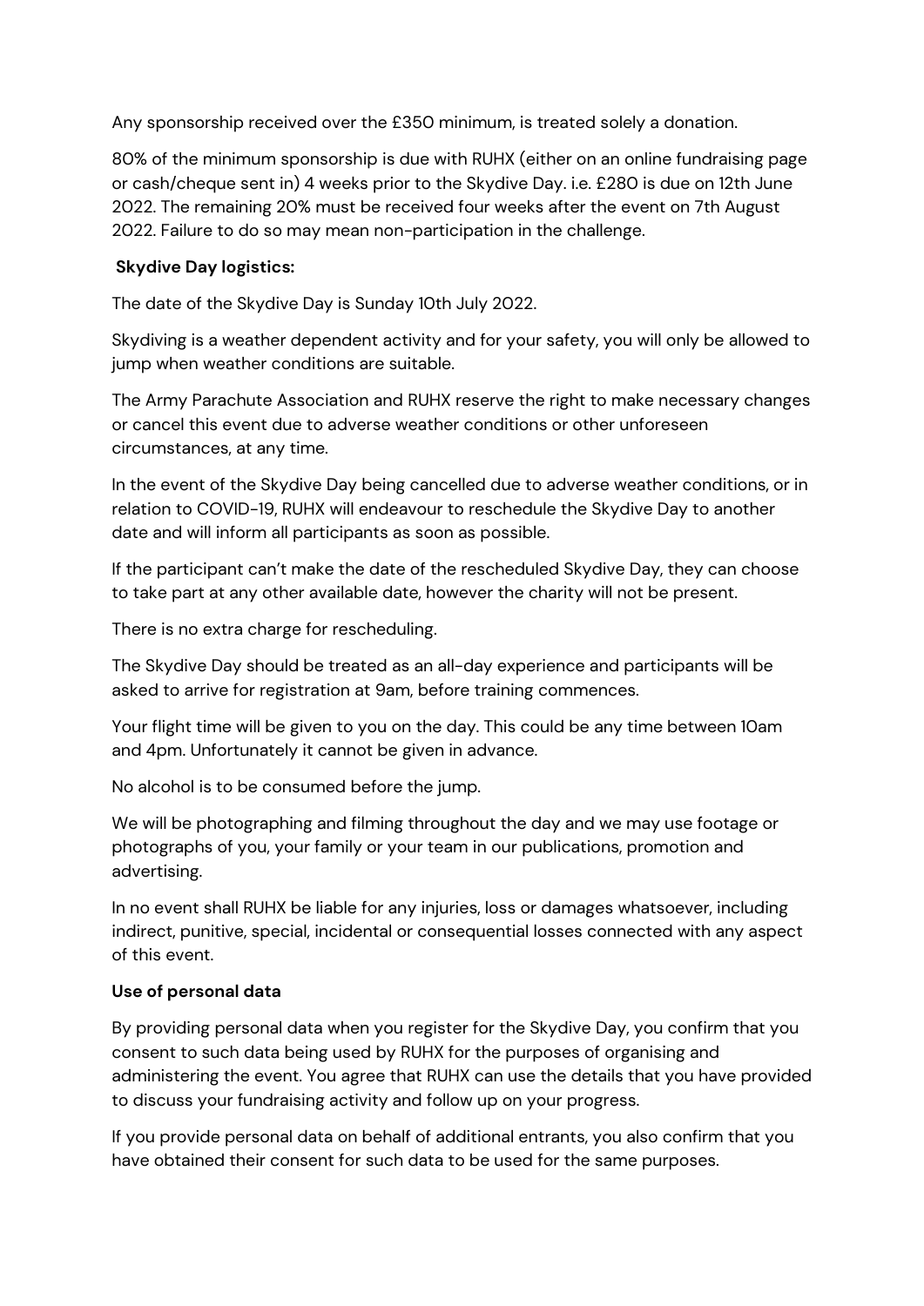Any sponsorship received over the £350 minimum, is treated solely a donation.

80% of the minimum sponsorship is due with RUHX (either on an online fundraising page or cash/cheque sent in) 4 weeks prior to the Skydive Day. i.e. £280 is due on 12th June 2022. The remaining 20% must be received four weeks after the event on 7th August 2022. Failure to do so may mean non-participation in the challenge.

**Skydive Day logistics:**

The date of the Skydive Day is Sunday 10th July 2022.

Skydiving is a weather dependent activity and for your safety, you will only be allowed to jump when weather conditions are suitable.

The Army Parachute Association and RUHX reserve the right to make necessary changes or cancel this event due to adverse weather conditions or other unforeseen circumstances, at any time.

In the event of the Skydive Day being cancelled due to adverse weather conditions, or in relation to COVID-19, RUHX will endeavour to reschedule the Skydive Day to another date and will inform all participants as soon as possible.

If the participant can't make the date of the rescheduled Skydive Day, they can choose to take part at any other available date, however the charity will not be present.

There is no extra charge for rescheduling.

The Skydive Day should be treated as an all-day experience and participants will be asked to arrive for registration at 9am, before training commences.

Your flight time will be given to you on the day. This could be any time between 10am and 4pm. Unfortunately it cannot be given in advance.

No alcohol is to be consumed before the jump.

We will be photographing and filming throughout the day and we may use footage or photographs of you, your family or your team in our publications, promotion and advertising.

In no event shall RUHX be liable for any injuries, loss or damages whatsoever, including indirect, punitive, special, incidental or consequential losses connected with any aspect of this event.

**Use of personal data**

By providing personal data when you register for the Skydive Day, you confirm that you consent to such data being used by RUHX for the purposes of organising and administering the event. You agree that RUHX can use the details that you have provided to discuss your fundraising activity and follow up on your progress.

If you provide personal data on behalf of additional entrants, you also confirm that you have obtained their consent for such data to be used for the same purposes.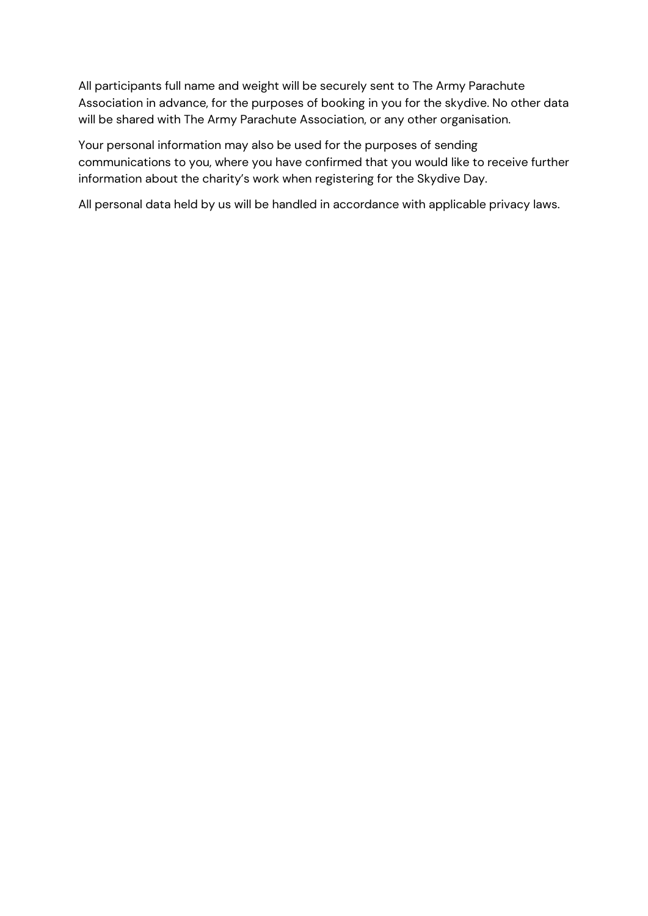All participants full name and weight will be securely sent to The Army Parachute Association in advance, for the purposes of booking in you for the skydive. No other data will be shared with The Army Parachute Association, or any other organisation.

Your personal information may also be used for the purposes of sending communications to you, where you have confirmed that you would like to receive further information about the charity's work when registering for the Skydive Day.

All personal data held by us will be handled in accordance with applicable privacy laws.